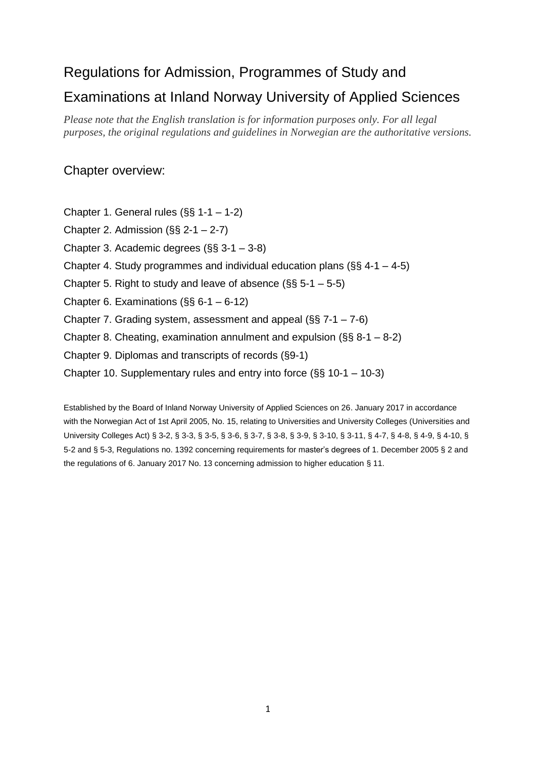# Regulations for Admission, Programmes of Study and Examinations at Inland Norway University of Applied Sciences

*Please note that the English translation is for information purposes only. For all legal purposes, the original regulations and guidelines in Norwegian are the authoritative versions.*

## Chapter overview:

Chapter 1. General rules (§§ 1-1 – 1-2)

Chapter 2. Admission (§§ 2-1 – 2-7)

Chapter 3. Academic degrees (§§ 3-1 – 3-8)

Chapter 4. Study programmes and individual education plans (§§ 4-1 – 4-5)

Chapter 5. Right to study and leave of absence (§§ 5-1 – 5-5)

Chapter 6. Examinations (§§ 6-1 – 6-12)

Chapter 7. Grading system, assessment and appeal (§§ 7-1 – 7-6)

Chapter 8. Cheating, examination annulment and expulsion (§§ 8-1 – 8-2)

Chapter 9. Diplomas and transcripts of records (§9-1)

Chapter 10. Supplementary rules and entry into force (§§ 10-1 – 10-3)

Established by the Board of Inland Norway University of Applied Sciences on 26. January 2017 in accordance with the Norwegian Act of 1st April 2005, No. 15, relating to Universities and University Colleges (Universities and University Colleges Act) § 3-2, § 3-3, § 3-5, § 3-6, § 3-7, § 3-8, § 3-9, § 3-10, § 3-11, § 4-7, § 4-8, § 4-9, § 4-10, § 5-2 and § 5-3, Regulations no. 1392 concerning requirements for master's degrees of 1. December 2005 § 2 and the regulations of 6. January 2017 No. 13 concerning admission to higher education § 11.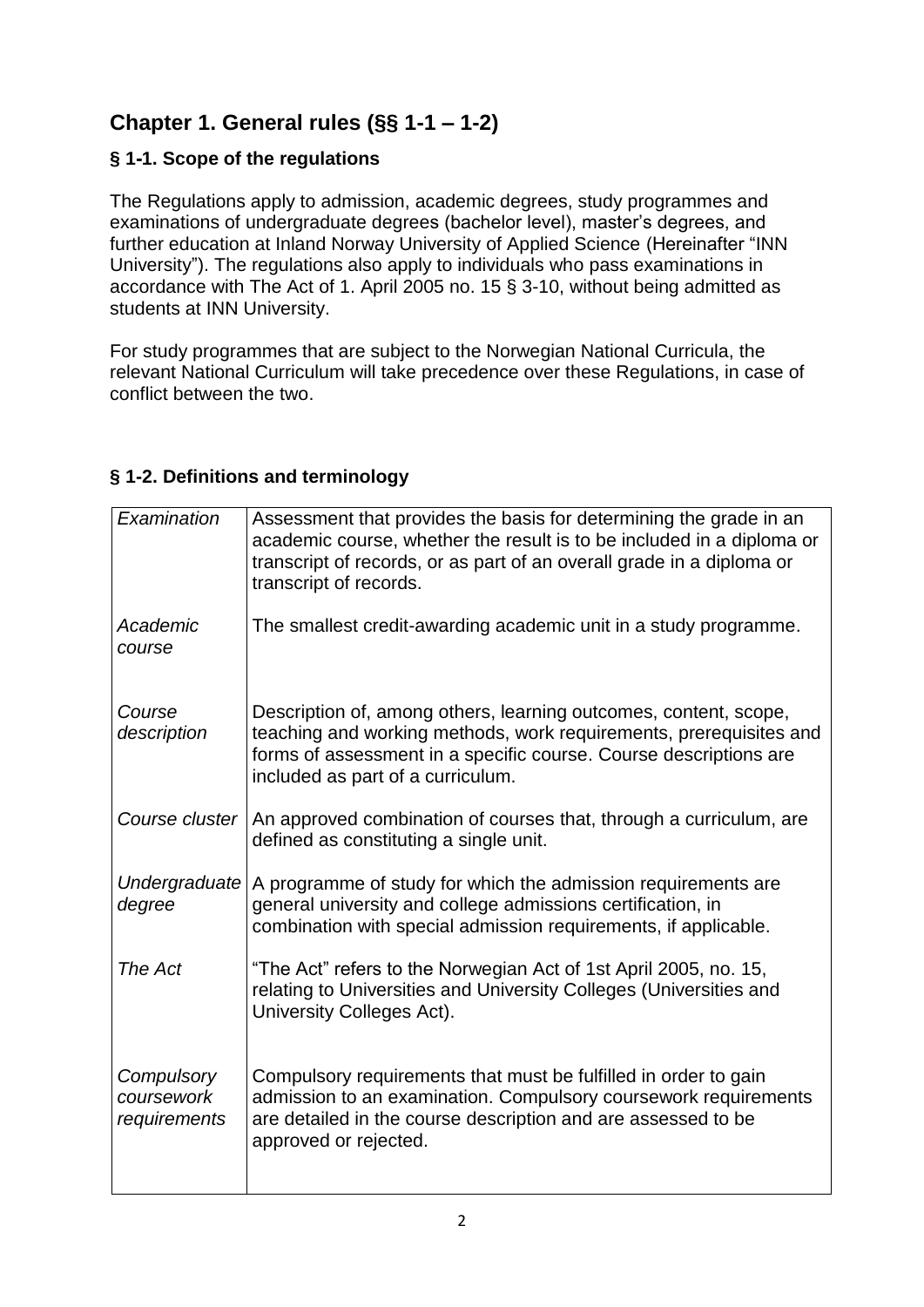## Chapter 1. General rules (§§ 1-1 – 1-2)

### § 1-1. Scope of the regulations

The Regulations apply to admission, academic degrees, study programmes and examinations of undergraduate degrees (bachelor level), master's degrees, and further education at Inland Norway University of Applied Science (Hereinafter "INN University"). The regulations also apply to individuals who pass examinations in accordance with The Act of 1. April 2005 no. 15 § 3-10, without being admitted as students at INN University.

For study programmes that are subject to the Norwegian National Curricula, the relevant National Curriculum will take precedence over these Regulations, in case of conflict between the two.

### § 1-2. Definitions and terminology

| | |
|---|---|
| *Examination* | Assessment that provides the basis for determining the grade in an academic course, whether the result is to be included in a diploma or transcript of records, or as part of an overall grade in a diploma or transcript of records. |
| *Academic course* | The smallest credit-awarding academic unit in a study programme. |
| *Course description* | Description of, among others, learning outcomes, content, scope, teaching and working methods, work requirements, prerequisites and forms of assessment in a specific course. Course descriptions are included as part of a curriculum. |
| *Course cluster* | An approved combination of courses that, through a curriculum, are defined as constituting a single unit. |
| *Undergraduate degree* | A programme of study for which the admission requirements are general university and college admissions certification, in combination with special admission requirements, if applicable. |
| *The Act* | "The Act" refers to the Norwegian Act of 1st April 2005, no. 15, relating to Universities and University Colleges (Universities and University Colleges Act). |
| *Compulsory coursework requirements* | Compulsory requirements that must be fulfilled in order to gain admission to an examination. Compulsory coursework requirements are detailed in the course description and are assessed to be approved or rejected. |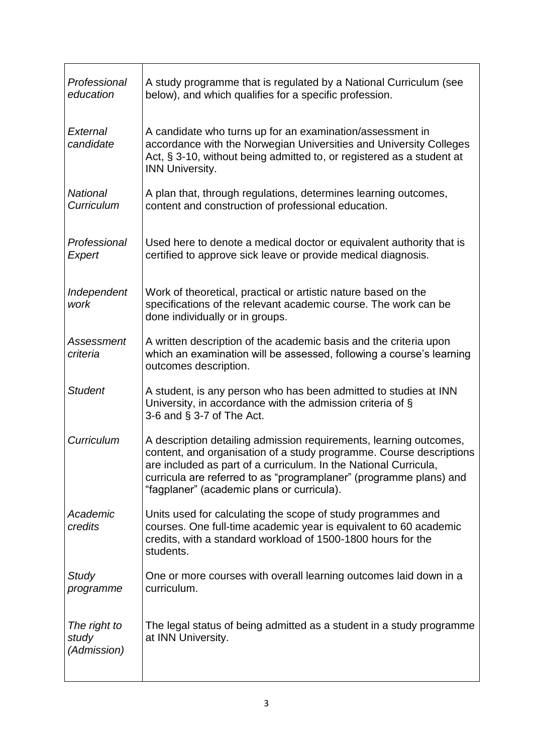| | |
|---|---|
| *Professional education* | A study programme that is regulated by a National Curriculum (see below), and which qualifies for a specific profession. |
| *External candidate* | A candidate who turns up for an examination/assessment in accordance with the Norwegian Universities and University Colleges Act, § 3-10, without being admitted to, or registered as a student at INN University. |
| *National Curriculum* | A plan that, through regulations, determines learning outcomes, content and construction of professional education. |
| *Professional Expert* | Used here to denote a medical doctor or equivalent authority that is certified to approve sick leave or provide medical diagnosis. |
| *Independent work* | Work of theoretical, practical or artistic nature based on the specifications of the relevant academic course. The work can be done individually or in groups. |
| *Assessment criteria* | A written description of the academic basis and the criteria upon which an examination will be assessed, following a course's learning outcomes description. |
| *Student* | A student, is any person who has been admitted to studies at INN University, in accordance with the admission criteria of § 3-6 and § 3-7 of The Act. |
| *Curriculum* | A description detailing admission requirements, learning outcomes, content, and organisation of a study programme. Course descriptions are included as part of a curriculum. In the National Curricula, curricula are referred to as "programplaner" (programme plans) and "fagplaner" (academic plans or curricula). |
| *Academic credits* | Units used for calculating the scope of study programmes and courses. One full-time academic year is equivalent to 60 academic credits, with a standard workload of 1500-1800 hours for the students. |
| *Study programme* | One or more courses with overall learning outcomes laid down in a curriculum. |
| *The right to study (Admission)* | The legal status of being admitted as a student in a study programme at INN University. |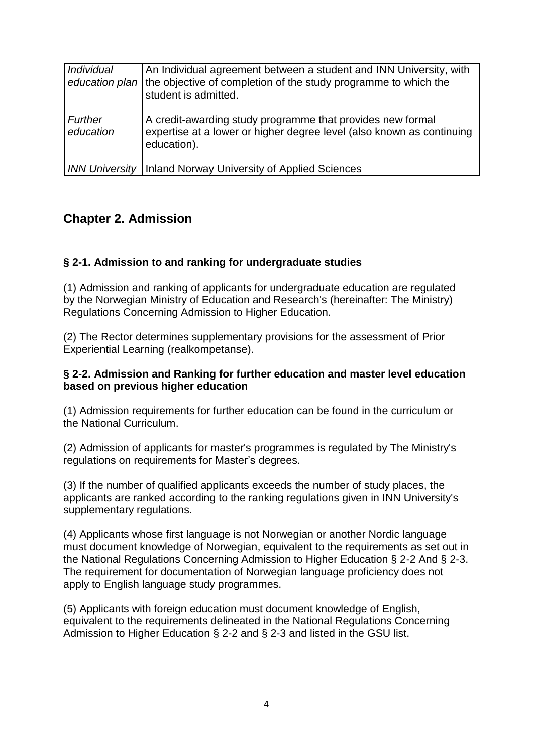| | |
|---|---|
| *Individual education plan* | An Individual agreement between a student and INN University, with the objective of completion of the study programme to which the student is admitted. |
| *Further education* | A credit-awarding study programme that provides new formal expertise at a lower or higher degree level (also known as continuing education). |
| *INN University* | Inland Norway University of Applied Sciences |

## Chapter 2. Admission

### § 2-1. Admission to and ranking for undergraduate studies

(1) Admission and ranking of applicants for undergraduate education are regulated by the Norwegian Ministry of Education and Research's (hereinafter: The Ministry) Regulations Concerning Admission to Higher Education.

(2) The Rector determines supplementary provisions for the assessment of Prior Experiential Learning (realkompetanse).

### § 2-2. Admission and Ranking for further education and master level education based on previous higher education

(1) Admission requirements for further education can be found in the curriculum or the National Curriculum.

(2) Admission of applicants for master's programmes is regulated by The Ministry's regulations on requirements for Master's degrees.

(3) If the number of qualified applicants exceeds the number of study places, the applicants are ranked according to the ranking regulations given in INN University's supplementary regulations.

(4) Applicants whose first language is not Norwegian or another Nordic language must document knowledge of Norwegian, equivalent to the requirements as set out in the National Regulations Concerning Admission to Higher Education § 2-2 And § 2-3. The requirement for documentation of Norwegian language proficiency does not apply to English language study programmes.

(5) Applicants with foreign education must document knowledge of English, equivalent to the requirements delineated in the National Regulations Concerning Admission to Higher Education § 2-2 and § 2-3 and listed in the GSU list.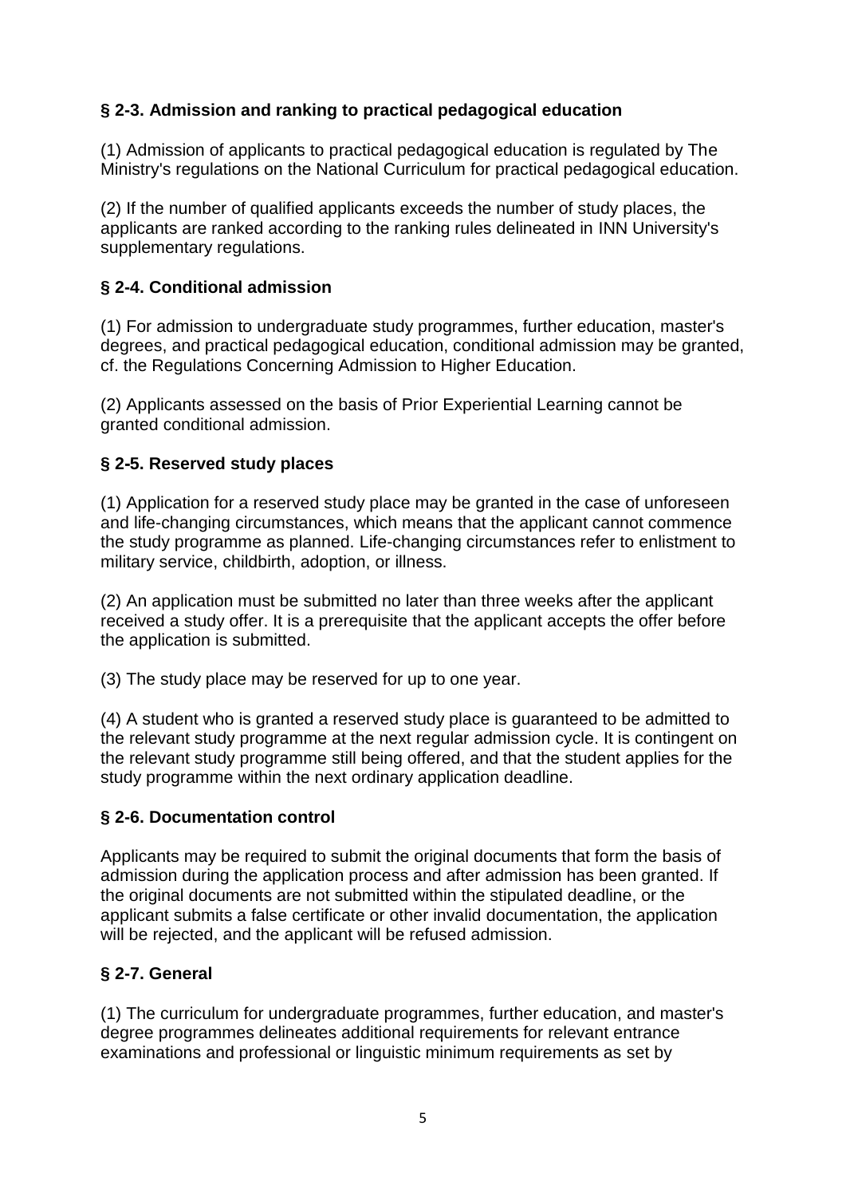### § 2-3. Admission and ranking to practical pedagogical education

(1) Admission of applicants to practical pedagogical education is regulated by The Ministry's regulations on the National Curriculum for practical pedagogical education.

(2) If the number of qualified applicants exceeds the number of study places, the applicants are ranked according to the ranking rules delineated in INN University's supplementary regulations.

### § 2-4. Conditional admission

(1) For admission to undergraduate study programmes, further education, master's degrees, and practical pedagogical education, conditional admission may be granted, cf. the Regulations Concerning Admission to Higher Education.

(2) Applicants assessed on the basis of Prior Experiential Learning cannot be granted conditional admission.

### § 2-5. Reserved study places

(1) Application for a reserved study place may be granted in the case of unforeseen and life-changing circumstances, which means that the applicant cannot commence the study programme as planned. Life-changing circumstances refer to enlistment to military service, childbirth, adoption, or illness.

(2) An application must be submitted no later than three weeks after the applicant received a study offer. It is a prerequisite that the applicant accepts the offer before the application is submitted.

(3) The study place may be reserved for up to one year.

(4) A student who is granted a reserved study place is guaranteed to be admitted to the relevant study programme at the next regular admission cycle. It is contingent on the relevant study programme still being offered, and that the student applies for the study programme within the next ordinary application deadline.

### § 2-6. Documentation control

Applicants may be required to submit the original documents that form the basis of admission during the application process and after admission has been granted. If the original documents are not submitted within the stipulated deadline, or the applicant submits a false certificate or other invalid documentation, the application will be rejected, and the applicant will be refused admission.

### § 2-7. General

(1) The curriculum for undergraduate programmes, further education, and master's degree programmes delineates additional requirements for relevant entrance examinations and professional or linguistic minimum requirements as set by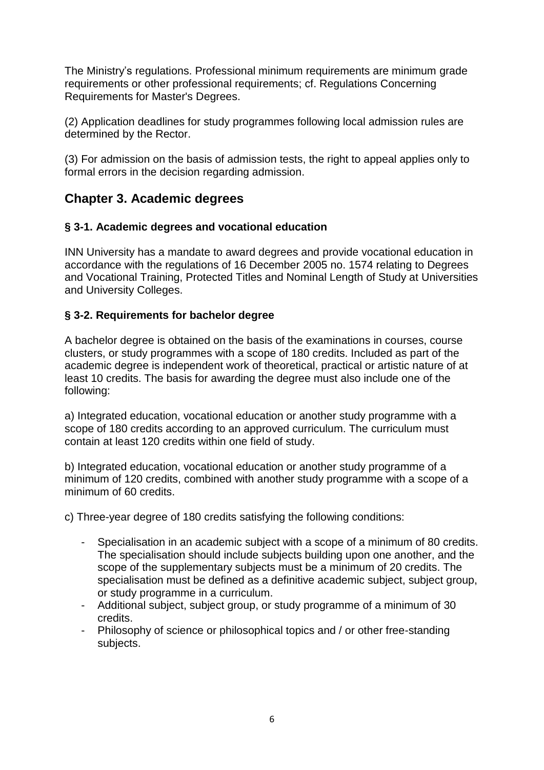The Ministry's regulations. Professional minimum requirements are minimum grade requirements or other professional requirements; cf. Regulations Concerning Requirements for Master's Degrees.

(2) Application deadlines for study programmes following local admission rules are determined by the Rector.

(3) For admission on the basis of admission tests, the right to appeal applies only to formal errors in the decision regarding admission.

## Chapter 3. Academic degrees

### § 3-1. Academic degrees and vocational education

INN University has a mandate to award degrees and provide vocational education in accordance with the regulations of 16 December 2005 no. 1574 relating to Degrees and Vocational Training, Protected Titles and Nominal Length of Study at Universities and University Colleges.

### § 3-2. Requirements for bachelor degree

A bachelor degree is obtained on the basis of the examinations in courses, course clusters, or study programmes with a scope of 180 credits. Included as part of the academic degree is independent work of theoretical, practical or artistic nature of at least 10 credits. The basis for awarding the degree must also include one of the following:

a) Integrated education, vocational education or another study programme with a scope of 180 credits according to an approved curriculum. The curriculum must contain at least 120 credits within one field of study.

b) Integrated education, vocational education or another study programme of a minimum of 120 credits, combined with another study programme with a scope of a minimum of 60 credits.

c) Three-year degree of 180 credits satisfying the following conditions:

- Specialisation in an academic subject with a scope of a minimum of 80 credits. The specialisation should include subjects building upon one another, and the scope of the supplementary subjects must be a minimum of 20 credits. The specialisation must be defined as a definitive academic subject, subject group, or study programme in a curriculum.
- Additional subject, subject group, or study programme of a minimum of 30 credits.
- Philosophy of science or philosophical topics and / or other free-standing subjects.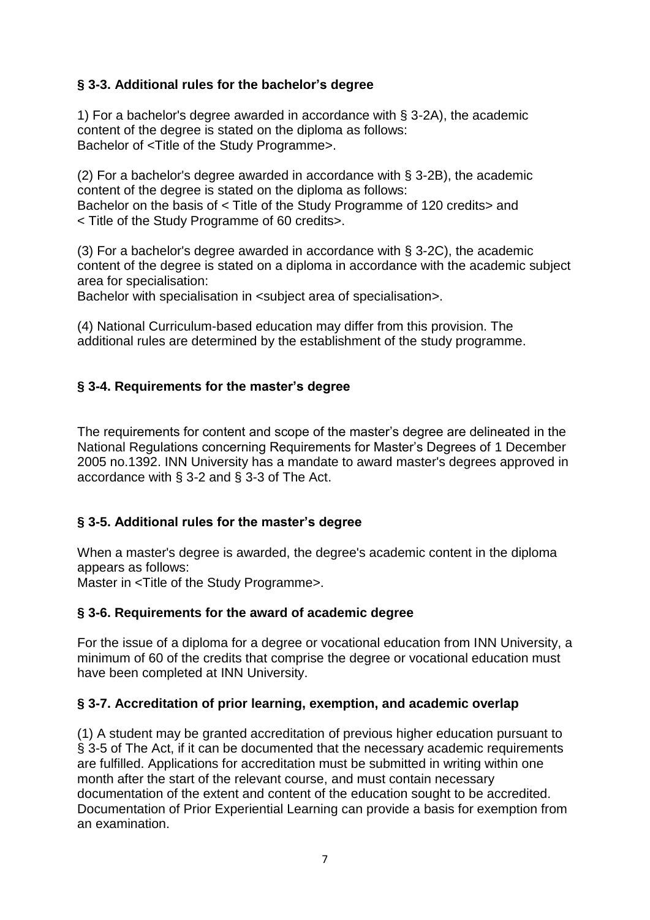### § 3-3. Additional rules for the bachelor's degree

1) For a bachelor's degree awarded in accordance with § 3-2A), the academic content of the degree is stated on the diploma as follows:
Bachelor of <Title of the Study Programme>.

(2) For a bachelor's degree awarded in accordance with § 3-2B), the academic content of the degree is stated on the diploma as follows:
Bachelor on the basis of < Title of the Study Programme of 120 credits> and < Title of the Study Programme of 60 credits>.

(3) For a bachelor's degree awarded in accordance with § 3-2C), the academic content of the degree is stated on a diploma in accordance with the academic subject area for specialisation:
Bachelor with specialisation in <subject area of specialisation>.

(4) National Curriculum-based education may differ from this provision. The additional rules are determined by the establishment of the study programme.

### § 3-4. Requirements for the master's degree

The requirements for content and scope of the master's degree are delineated in the National Regulations concerning Requirements for Master's Degrees of 1 December 2005 no.1392. INN University has a mandate to award master's degrees approved in accordance with § 3-2 and § 3-3 of The Act.

### § 3-5. Additional rules for the master's degree

When a master's degree is awarded, the degree's academic content in the diploma appears as follows:
Master in <Title of the Study Programme>.

### § 3-6. Requirements for the award of academic degree

For the issue of a diploma for a degree or vocational education from INN University, a minimum of 60 of the credits that comprise the degree or vocational education must have been completed at INN University.

### § 3-7. Accreditation of prior learning, exemption, and academic overlap

(1) A student may be granted accreditation of previous higher education pursuant to § 3-5 of The Act, if it can be documented that the necessary academic requirements are fulfilled. Applications for accreditation must be submitted in writing within one month after the start of the relevant course, and must contain necessary documentation of the extent and content of the education sought to be accredited. Documentation of Prior Experiential Learning can provide a basis for exemption from an examination.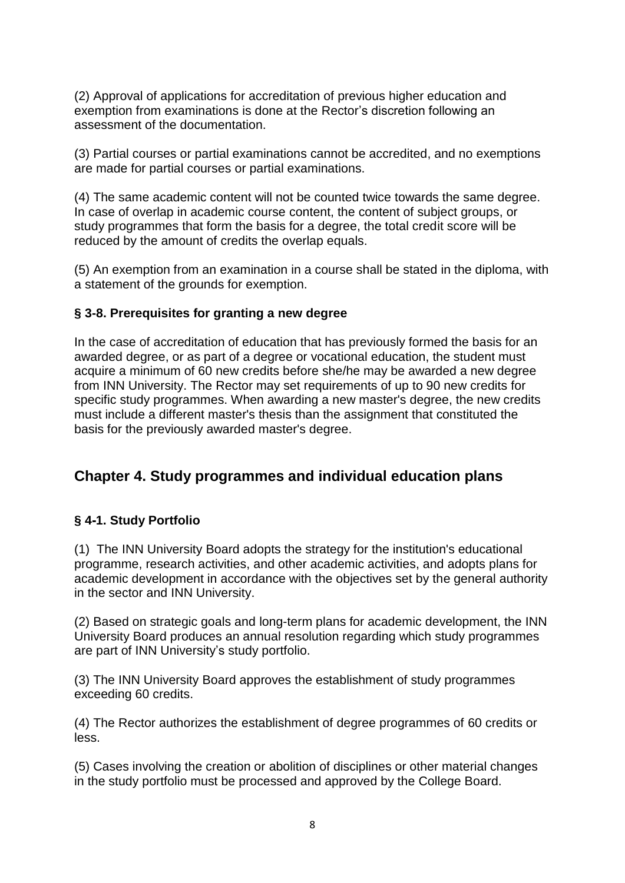(2) Approval of applications for accreditation of previous higher education and exemption from examinations is done at the Rector's discretion following an assessment of the documentation.

(3) Partial courses or partial examinations cannot be accredited, and no exemptions are made for partial courses or partial examinations.

(4) The same academic content will not be counted twice towards the same degree. In case of overlap in academic course content, the content of subject groups, or study programmes that form the basis for a degree, the total credit score will be reduced by the amount of credits the overlap equals.

(5) An exemption from an examination in a course shall be stated in the diploma, with a statement of the grounds for exemption.

### § 3-8. Prerequisites for granting a new degree

In the case of accreditation of education that has previously formed the basis for an awarded degree, or as part of a degree or vocational education, the student must acquire a minimum of 60 new credits before she/he may be awarded a new degree from INN University. The Rector may set requirements of up to 90 new credits for specific study programmes. When awarding a new master's degree, the new credits must include a different master's thesis than the assignment that constituted the basis for the previously awarded master's degree.

## Chapter 4. Study programmes and individual education plans

### § 4-1. Study Portfolio

(1) The INN University Board adopts the strategy for the institution's educational programme, research activities, and other academic activities, and adopts plans for academic development in accordance with the objectives set by the general authority in the sector and INN University.

(2) Based on strategic goals and long-term plans for academic development, the INN University Board produces an annual resolution regarding which study programmes are part of INN University's study portfolio.

(3) The INN University Board approves the establishment of study programmes exceeding 60 credits.

(4) The Rector authorizes the establishment of degree programmes of 60 credits or less.

(5) Cases involving the creation or abolition of disciplines or other material changes in the study portfolio must be processed and approved by the College Board.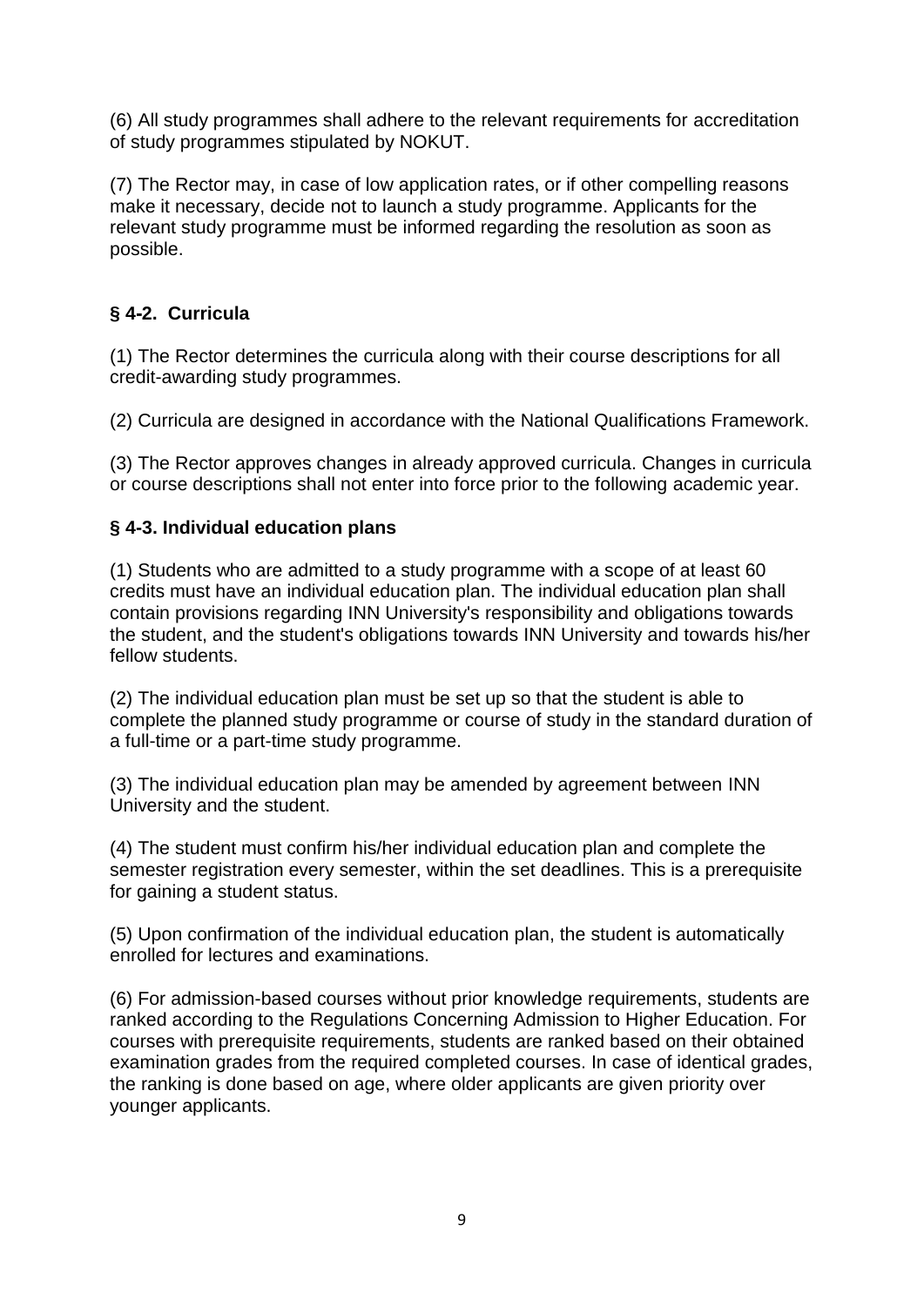(6) All study programmes shall adhere to the relevant requirements for accreditation of study programmes stipulated by NOKUT.

(7) The Rector may, in case of low application rates, or if other compelling reasons make it necessary, decide not to launch a study programme. Applicants for the relevant study programme must be informed regarding the resolution as soon as possible.

### § 4-2. Curricula

(1) The Rector determines the curricula along with their course descriptions for all credit-awarding study programmes.

(2) Curricula are designed in accordance with the National Qualifications Framework.

(3) The Rector approves changes in already approved curricula. Changes in curricula or course descriptions shall not enter into force prior to the following academic year.

### § 4-3. Individual education plans

(1) Students who are admitted to a study programme with a scope of at least 60 credits must have an individual education plan. The individual education plan shall contain provisions regarding INN University's responsibility and obligations towards the student, and the student's obligations towards INN University and towards his/her fellow students.

(2) The individual education plan must be set up so that the student is able to complete the planned study programme or course of study in the standard duration of a full-time or a part-time study programme.

(3) The individual education plan may be amended by agreement between INN University and the student.

(4) The student must confirm his/her individual education plan and complete the semester registration every semester, within the set deadlines. This is a prerequisite for gaining a student status.

(5) Upon confirmation of the individual education plan, the student is automatically enrolled for lectures and examinations.

(6) For admission-based courses without prior knowledge requirements, students are ranked according to the Regulations Concerning Admission to Higher Education. For courses with prerequisite requirements, students are ranked based on their obtained examination grades from the required completed courses. In case of identical grades, the ranking is done based on age, where older applicants are given priority over younger applicants.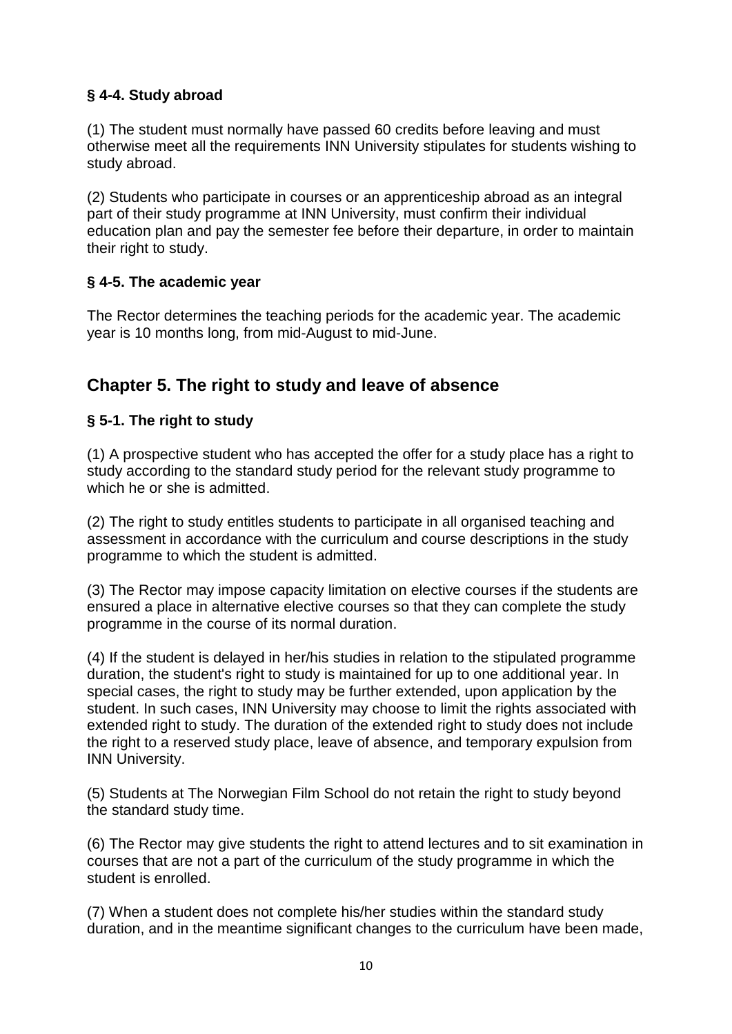### § 4-4. Study abroad

(1) The student must normally have passed 60 credits before leaving and must otherwise meet all the requirements INN University stipulates for students wishing to study abroad.

(2) Students who participate in courses or an apprenticeship abroad as an integral part of their study programme at INN University, must confirm their individual education plan and pay the semester fee before their departure, in order to maintain their right to study.

### § 4-5. The academic year

The Rector determines the teaching periods for the academic year. The academic year is 10 months long, from mid-August to mid-June.

## Chapter 5. The right to study and leave of absence

### § 5-1. The right to study

(1) A prospective student who has accepted the offer for a study place has a right to study according to the standard study period for the relevant study programme to which he or she is admitted.

(2) The right to study entitles students to participate in all organised teaching and assessment in accordance with the curriculum and course descriptions in the study programme to which the student is admitted.

(3) The Rector may impose capacity limitation on elective courses if the students are ensured a place in alternative elective courses so that they can complete the study programme in the course of its normal duration.

(4) If the student is delayed in her/his studies in relation to the stipulated programme duration, the student's right to study is maintained for up to one additional year. In special cases, the right to study may be further extended, upon application by the student. In such cases, INN University may choose to limit the rights associated with extended right to study. The duration of the extended right to study does not include the right to a reserved study place, leave of absence, and temporary expulsion from INN University.

(5) Students at The Norwegian Film School do not retain the right to study beyond the standard study time.

(6) The Rector may give students the right to attend lectures and to sit examination in courses that are not a part of the curriculum of the study programme in which the student is enrolled.

(7) When a student does not complete his/her studies within the standard study duration, and in the meantime significant changes to the curriculum have been made,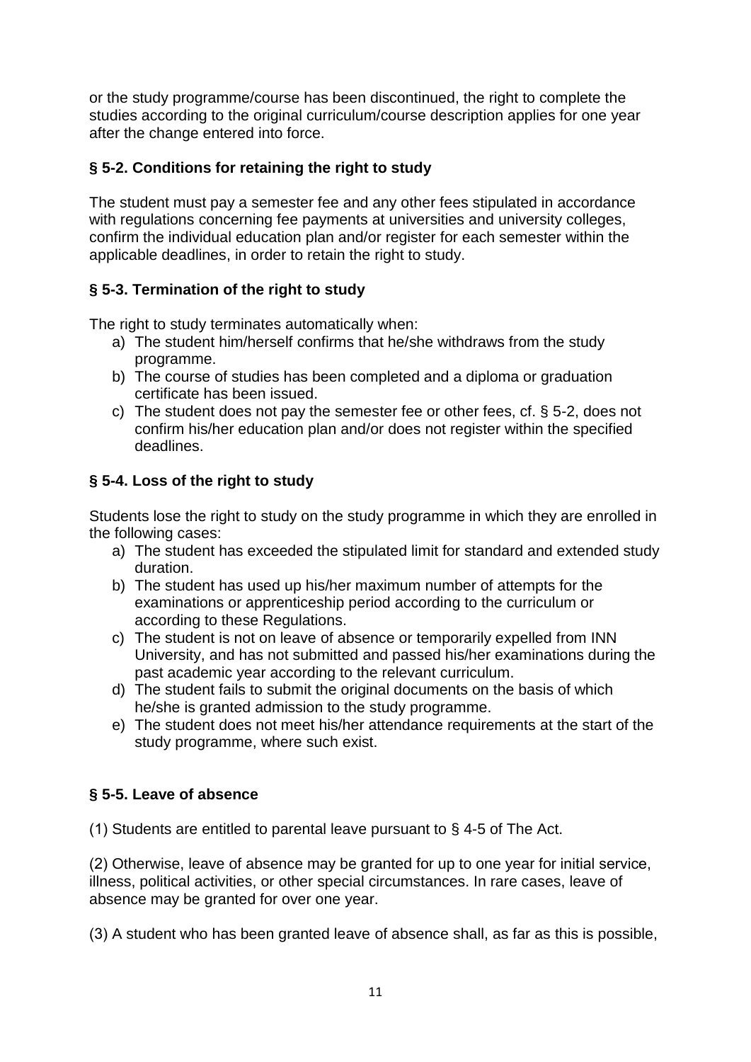or the study programme/course has been discontinued, the right to complete the studies according to the original curriculum/course description applies for one year after the change entered into force.

### § 5-2. Conditions for retaining the right to study

The student must pay a semester fee and any other fees stipulated in accordance with regulations concerning fee payments at universities and university colleges, confirm the individual education plan and/or register for each semester within the applicable deadlines, in order to retain the right to study.

### § 5-3. Termination of the right to study

The right to study terminates automatically when:

a) The student him/herself confirms that he/she withdraws from the study programme.
b) The course of studies has been completed and a diploma or graduation certificate has been issued.
c) The student does not pay the semester fee or other fees, cf. § 5-2, does not confirm his/her education plan and/or does not register within the specified deadlines.

### § 5-4. Loss of the right to study

Students lose the right to study on the study programme in which they are enrolled in the following cases:

a) The student has exceeded the stipulated limit for standard and extended study duration.
b) The student has used up his/her maximum number of attempts for the examinations or apprenticeship period according to the curriculum or according to these Regulations.
c) The student is not on leave of absence or temporarily expelled from INN University, and has not submitted and passed his/her examinations during the past academic year according to the relevant curriculum.
d) The student fails to submit the original documents on the basis of which he/she is granted admission to the study programme.
e) The student does not meet his/her attendance requirements at the start of the study programme, where such exist.

### § 5-5. Leave of absence

(1) Students are entitled to parental leave pursuant to § 4-5 of The Act.

(2) Otherwise, leave of absence may be granted for up to one year for initial service, illness, political activities, or other special circumstances. In rare cases, leave of absence may be granted for over one year.

(3) A student who has been granted leave of absence shall, as far as this is possible,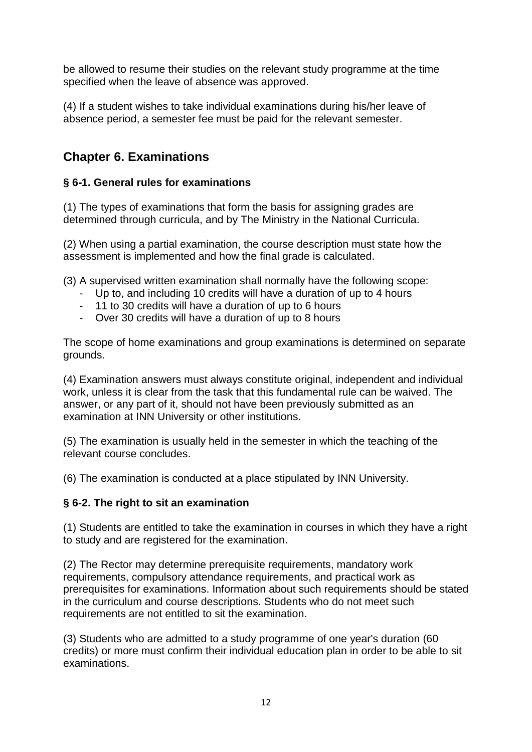be allowed to resume their studies on the relevant study programme at the time specified when the leave of absence was approved.

(4) If a student wishes to take individual examinations during his/her leave of absence period, a semester fee must be paid for the relevant semester.

## Chapter 6. Examinations

### § 6-1. General rules for examinations

(1) The types of examinations that form the basis for assigning grades are determined through curricula, and by The Ministry in the National Curricula.

(2) When using a partial examination, the course description must state how the assessment is implemented and how the final grade is calculated.

(3) A supervised written examination shall normally have the following scope:

- Up to, and including 10 credits will have a duration of up to 4 hours
- 11 to 30 credits will have a duration of up to 6 hours
- Over 30 credits will have a duration of up to 8 hours

The scope of home examinations and group examinations is determined on separate grounds.

(4) Examination answers must always constitute original, independent and individual work, unless it is clear from the task that this fundamental rule can be waived. The answer, or any part of it, should not have been previously submitted as an examination at INN University or other institutions.

(5) The examination is usually held in the semester in which the teaching of the relevant course concludes.

(6) The examination is conducted at a place stipulated by INN University.

### § 6-2. The right to sit an examination

(1) Students are entitled to take the examination in courses in which they have a right to study and are registered for the examination.

(2) The Rector may determine prerequisite requirements, mandatory work requirements, compulsory attendance requirements, and practical work as prerequisites for examinations. Information about such requirements should be stated in the curriculum and course descriptions. Students who do not meet such requirements are not entitled to sit the examination.

(3) Students who are admitted to a study programme of one year's duration (60 credits) or more must confirm their individual education plan in order to be able to sit examinations.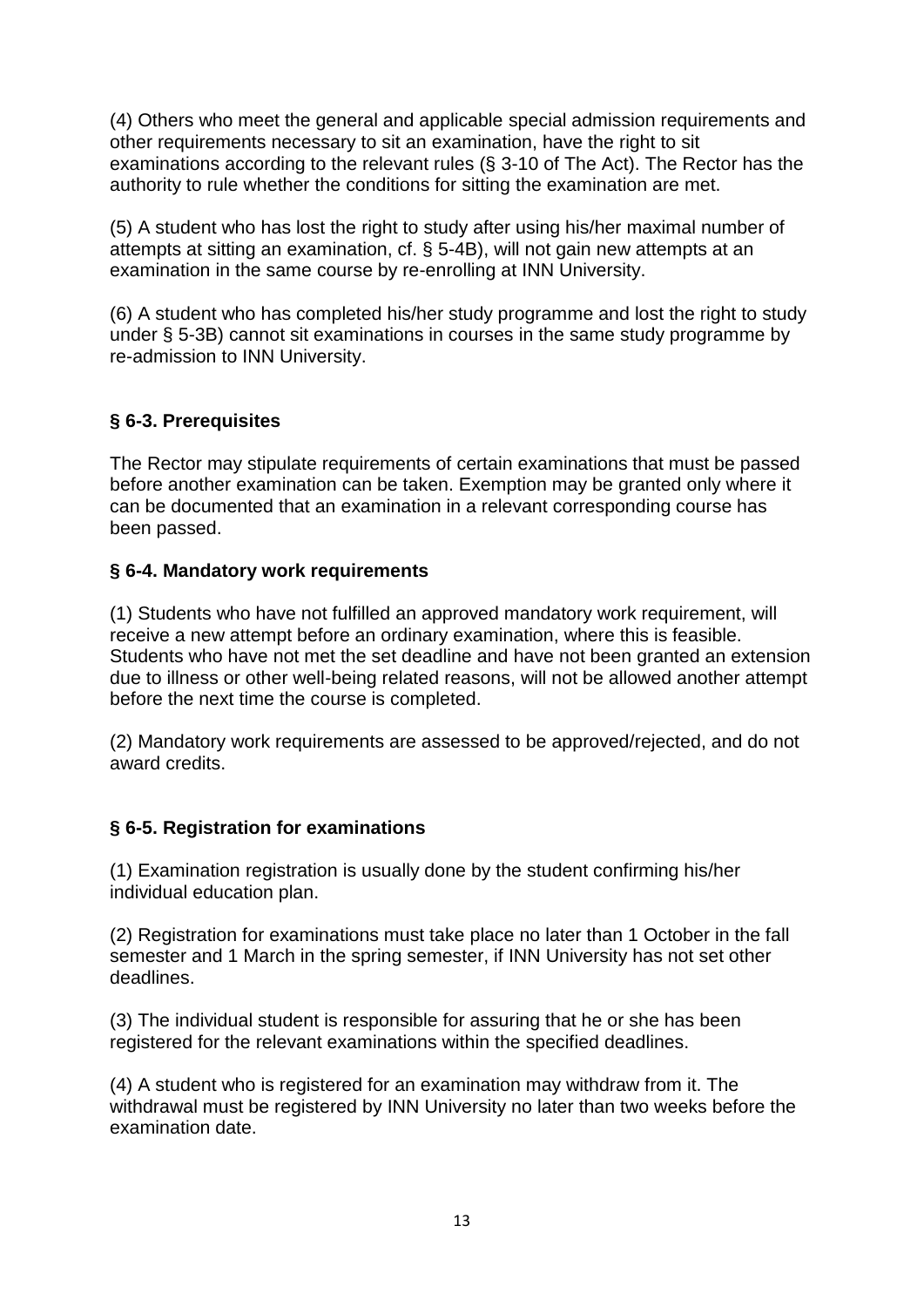(4) Others who meet the general and applicable special admission requirements and other requirements necessary to sit an examination, have the right to sit examinations according to the relevant rules (§ 3-10 of The Act). The Rector has the authority to rule whether the conditions for sitting the examination are met.

(5) A student who has lost the right to study after using his/her maximal number of attempts at sitting an examination, cf. § 5-4B), will not gain new attempts at an examination in the same course by re-enrolling at INN University.

(6) A student who has completed his/her study programme and lost the right to study under § 5-3B) cannot sit examinations in courses in the same study programme by re-admission to INN University.

### § 6-3. Prerequisites

The Rector may stipulate requirements of certain examinations that must be passed before another examination can be taken. Exemption may be granted only where it can be documented that an examination in a relevant corresponding course has been passed.

### § 6-4. Mandatory work requirements

(1) Students who have not fulfilled an approved mandatory work requirement, will receive a new attempt before an ordinary examination, where this is feasible. Students who have not met the set deadline and have not been granted an extension due to illness or other well-being related reasons, will not be allowed another attempt before the next time the course is completed.

(2) Mandatory work requirements are assessed to be approved/rejected, and do not award credits.

### § 6-5. Registration for examinations

(1) Examination registration is usually done by the student confirming his/her individual education plan.

(2) Registration for examinations must take place no later than 1 October in the fall semester and 1 March in the spring semester, if INN University has not set other deadlines.

(3) The individual student is responsible for assuring that he or she has been registered for the relevant examinations within the specified deadlines.

(4) A student who is registered for an examination may withdraw from it. The withdrawal must be registered by INN University no later than two weeks before the examination date.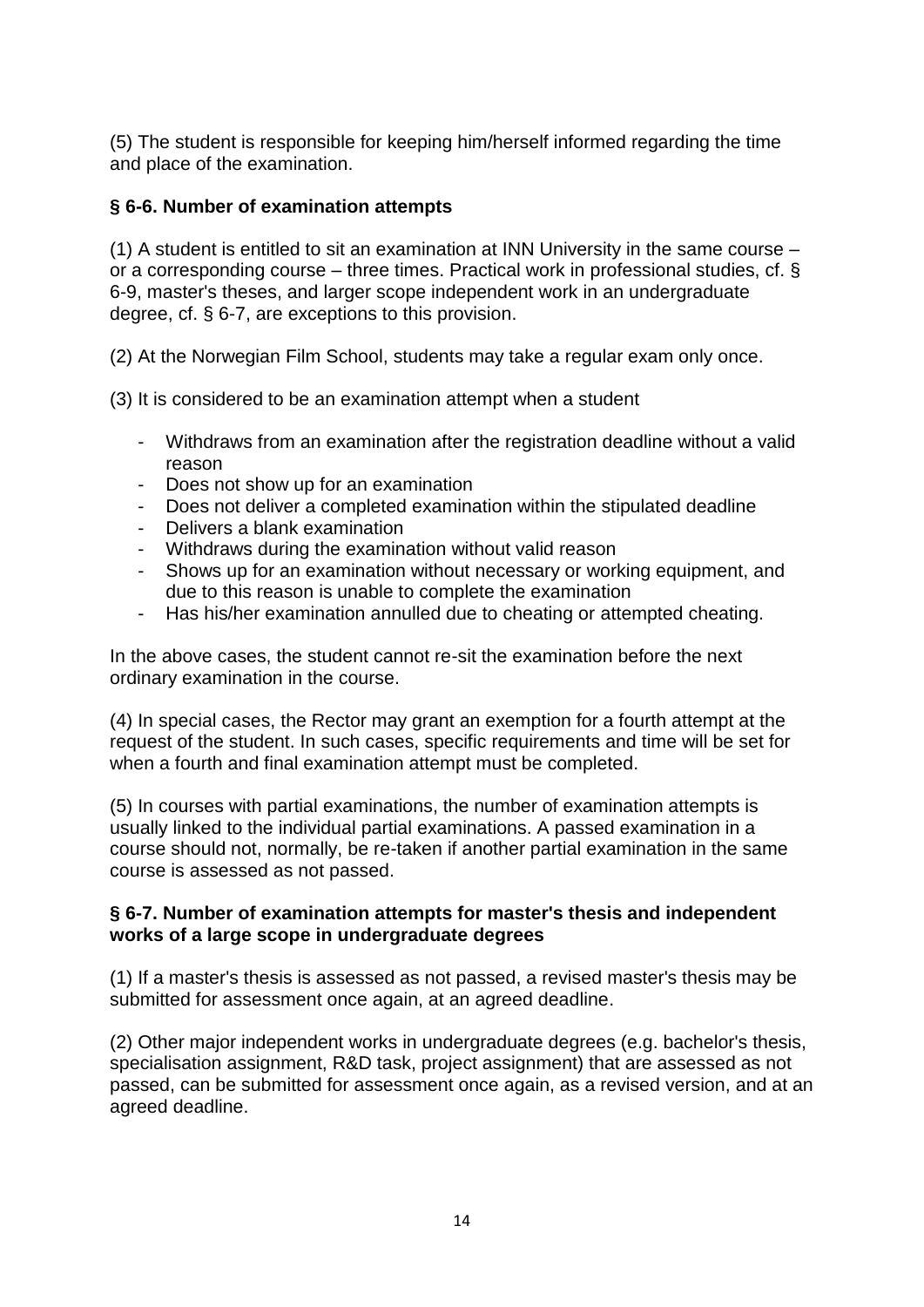(5) The student is responsible for keeping him/herself informed regarding the time and place of the examination.

### § 6-6. Number of examination attempts

(1) A student is entitled to sit an examination at INN University in the same course – or a corresponding course – three times. Practical work in professional studies, cf. § 6-9, master's theses, and larger scope independent work in an undergraduate degree, cf. § 6-7, are exceptions to this provision.

(2) At the Norwegian Film School, students may take a regular exam only once.

(3) It is considered to be an examination attempt when a student

- Withdraws from an examination after the registration deadline without a valid reason
- Does not show up for an examination
- Does not deliver a completed examination within the stipulated deadline
- Delivers a blank examination
- Withdraws during the examination without valid reason
- Shows up for an examination without necessary or working equipment, and due to this reason is unable to complete the examination
- Has his/her examination annulled due to cheating or attempted cheating.

In the above cases, the student cannot re-sit the examination before the next ordinary examination in the course.

(4) In special cases, the Rector may grant an exemption for a fourth attempt at the request of the student. In such cases, specific requirements and time will be set for when a fourth and final examination attempt must be completed.

(5) In courses with partial examinations, the number of examination attempts is usually linked to the individual partial examinations. A passed examination in a course should not, normally, be re-taken if another partial examination in the same course is assessed as not passed.

### § 6-7. Number of examination attempts for master's thesis and independent works of a large scope in undergraduate degrees

(1) If a master's thesis is assessed as not passed, a revised master's thesis may be submitted for assessment once again, at an agreed deadline.

(2) Other major independent works in undergraduate degrees (e.g. bachelor's thesis, specialisation assignment, R&D task, project assignment) that are assessed as not passed, can be submitted for assessment once again, as a revised version, and at an agreed deadline.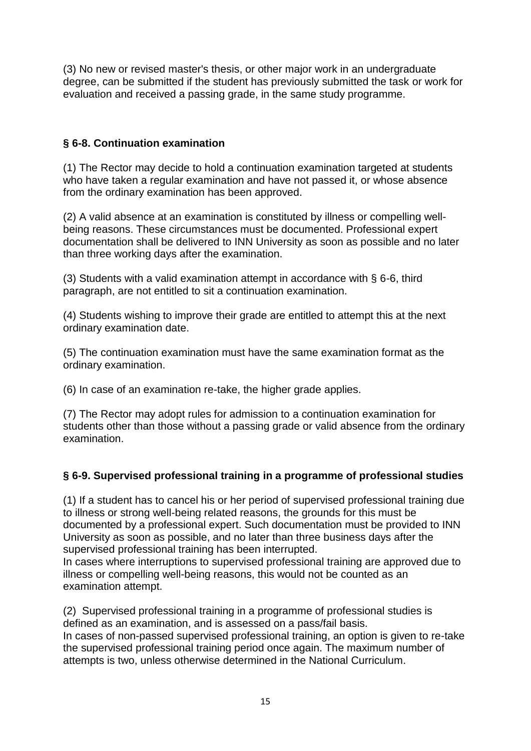(3) No new or revised master's thesis, or other major work in an undergraduate degree, can be submitted if the student has previously submitted the task or work for evaluation and received a passing grade, in the same study programme.

### § 6-8. Continuation examination

(1) The Rector may decide to hold a continuation examination targeted at students who have taken a regular examination and have not passed it, or whose absence from the ordinary examination has been approved.

(2) A valid absence at an examination is constituted by illness or compelling well-being reasons. These circumstances must be documented. Professional expert documentation shall be delivered to INN University as soon as possible and no later than three working days after the examination.

(3) Students with a valid examination attempt in accordance with § 6-6, third paragraph, are not entitled to sit a continuation examination.

(4) Students wishing to improve their grade are entitled to attempt this at the next ordinary examination date.

(5) The continuation examination must have the same examination format as the ordinary examination.

(6) In case of an examination re-take, the higher grade applies.

(7) The Rector may adopt rules for admission to a continuation examination for students other than those without a passing grade or valid absence from the ordinary examination.

### § 6-9. Supervised professional training in a programme of professional studies

(1) If a student has to cancel his or her period of supervised professional training due to illness or strong well-being related reasons, the grounds for this must be documented by a professional expert. Such documentation must be provided to INN University as soon as possible, and no later than three business days after the supervised professional training has been interrupted.
In cases where interruptions to supervised professional training are approved due to illness or compelling well-being reasons, this would not be counted as an examination attempt.

(2) Supervised professional training in a programme of professional studies is defined as an examination, and is assessed on a pass/fail basis.
In cases of non-passed supervised professional training, an option is given to re-take the supervised professional training period once again. The maximum number of attempts is two, unless otherwise determined in the National Curriculum.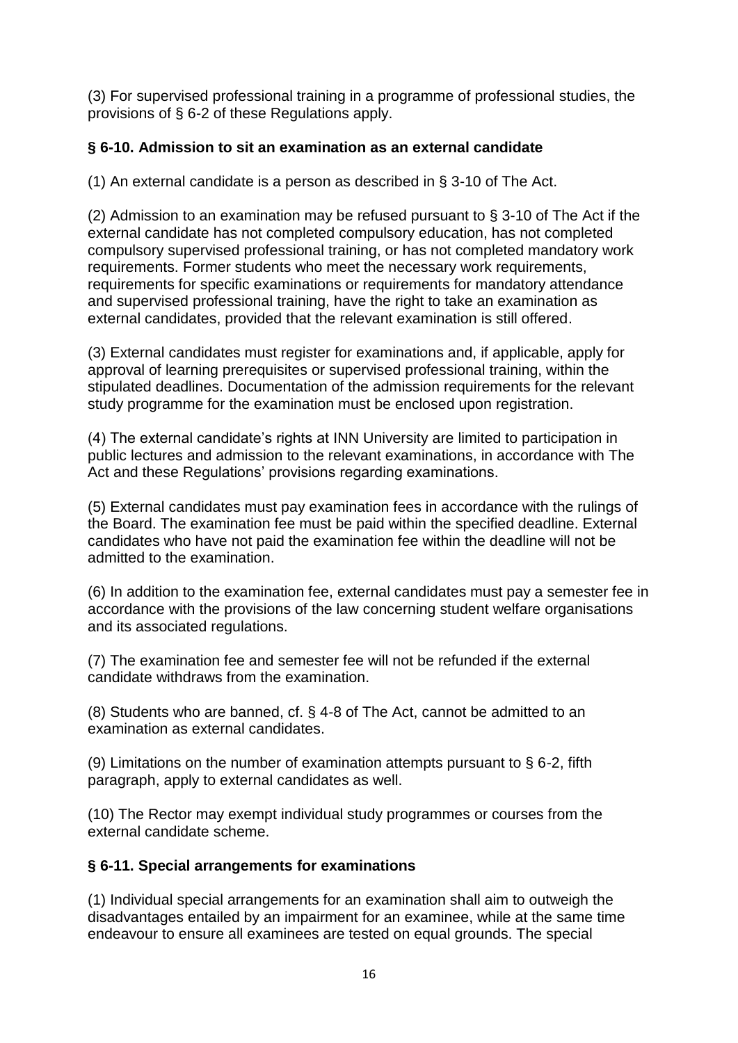(3) For supervised professional training in a programme of professional studies, the provisions of § 6-2 of these Regulations apply.

### § 6-10. Admission to sit an examination as an external candidate

(1) An external candidate is a person as described in § 3-10 of The Act.

(2) Admission to an examination may be refused pursuant to § 3-10 of The Act if the external candidate has not completed compulsory education, has not completed compulsory supervised professional training, or has not completed mandatory work requirements. Former students who meet the necessary work requirements, requirements for specific examinations or requirements for mandatory attendance and supervised professional training, have the right to take an examination as external candidates, provided that the relevant examination is still offered.

(3) External candidates must register for examinations and, if applicable, apply for approval of learning prerequisites or supervised professional training, within the stipulated deadlines. Documentation of the admission requirements for the relevant study programme for the examination must be enclosed upon registration.

(4) The external candidate's rights at INN University are limited to participation in public lectures and admission to the relevant examinations, in accordance with The Act and these Regulations' provisions regarding examinations.

(5) External candidates must pay examination fees in accordance with the rulings of the Board. The examination fee must be paid within the specified deadline. External candidates who have not paid the examination fee within the deadline will not be admitted to the examination.

(6) In addition to the examination fee, external candidates must pay a semester fee in accordance with the provisions of the law concerning student welfare organisations and its associated regulations.

(7) The examination fee and semester fee will not be refunded if the external candidate withdraws from the examination.

(8) Students who are banned, cf. § 4-8 of The Act, cannot be admitted to an examination as external candidates.

(9) Limitations on the number of examination attempts pursuant to § 6-2, fifth paragraph, apply to external candidates as well.

(10) The Rector may exempt individual study programmes or courses from the external candidate scheme.

### § 6-11. Special arrangements for examinations

(1) Individual special arrangements for an examination shall aim to outweigh the disadvantages entailed by an impairment for an examinee, while at the same time endeavour to ensure all examinees are tested on equal grounds. The special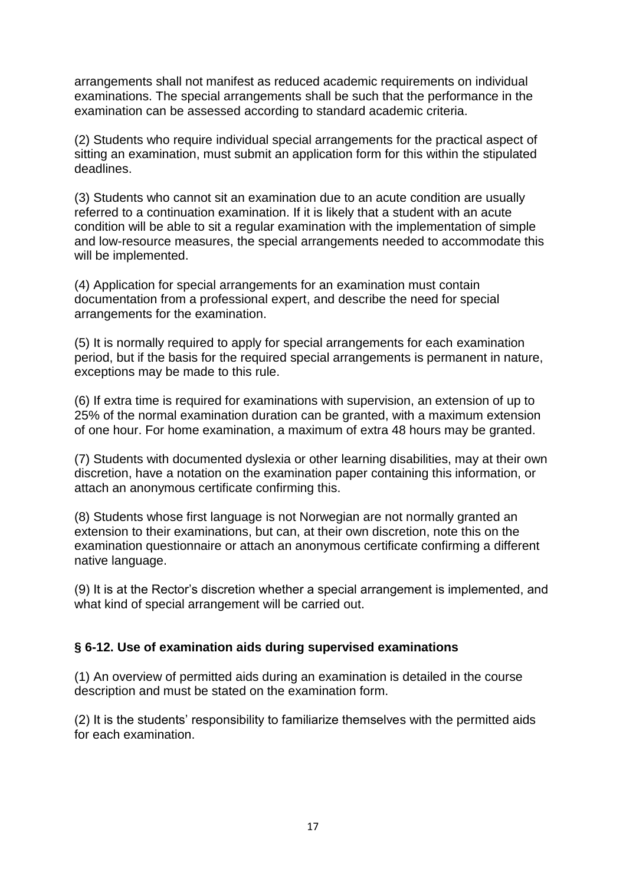arrangements shall not manifest as reduced academic requirements on individual examinations. The special arrangements shall be such that the performance in the examination can be assessed according to standard academic criteria.

(2) Students who require individual special arrangements for the practical aspect of sitting an examination, must submit an application form for this within the stipulated deadlines.

(3) Students who cannot sit an examination due to an acute condition are usually referred to a continuation examination. If it is likely that a student with an acute condition will be able to sit a regular examination with the implementation of simple and low-resource measures, the special arrangements needed to accommodate this will be implemented.

(4) Application for special arrangements for an examination must contain documentation from a professional expert, and describe the need for special arrangements for the examination.

(5) It is normally required to apply for special arrangements for each examination period, but if the basis for the required special arrangements is permanent in nature, exceptions may be made to this rule.

(6) If extra time is required for examinations with supervision, an extension of up to 25% of the normal examination duration can be granted, with a maximum extension of one hour. For home examination, a maximum of extra 48 hours may be granted.

(7) Students with documented dyslexia or other learning disabilities, may at their own discretion, have a notation on the examination paper containing this information, or attach an anonymous certificate confirming this.

(8) Students whose first language is not Norwegian are not normally granted an extension to their examinations, but can, at their own discretion, note this on the examination questionnaire or attach an anonymous certificate confirming a different native language.

(9) It is at the Rector's discretion whether a special arrangement is implemented, and what kind of special arrangement will be carried out.

### § 6-12. Use of examination aids during supervised examinations

(1) An overview of permitted aids during an examination is detailed in the course description and must be stated on the examination form.

(2) It is the students' responsibility to familiarize themselves with the permitted aids for each examination.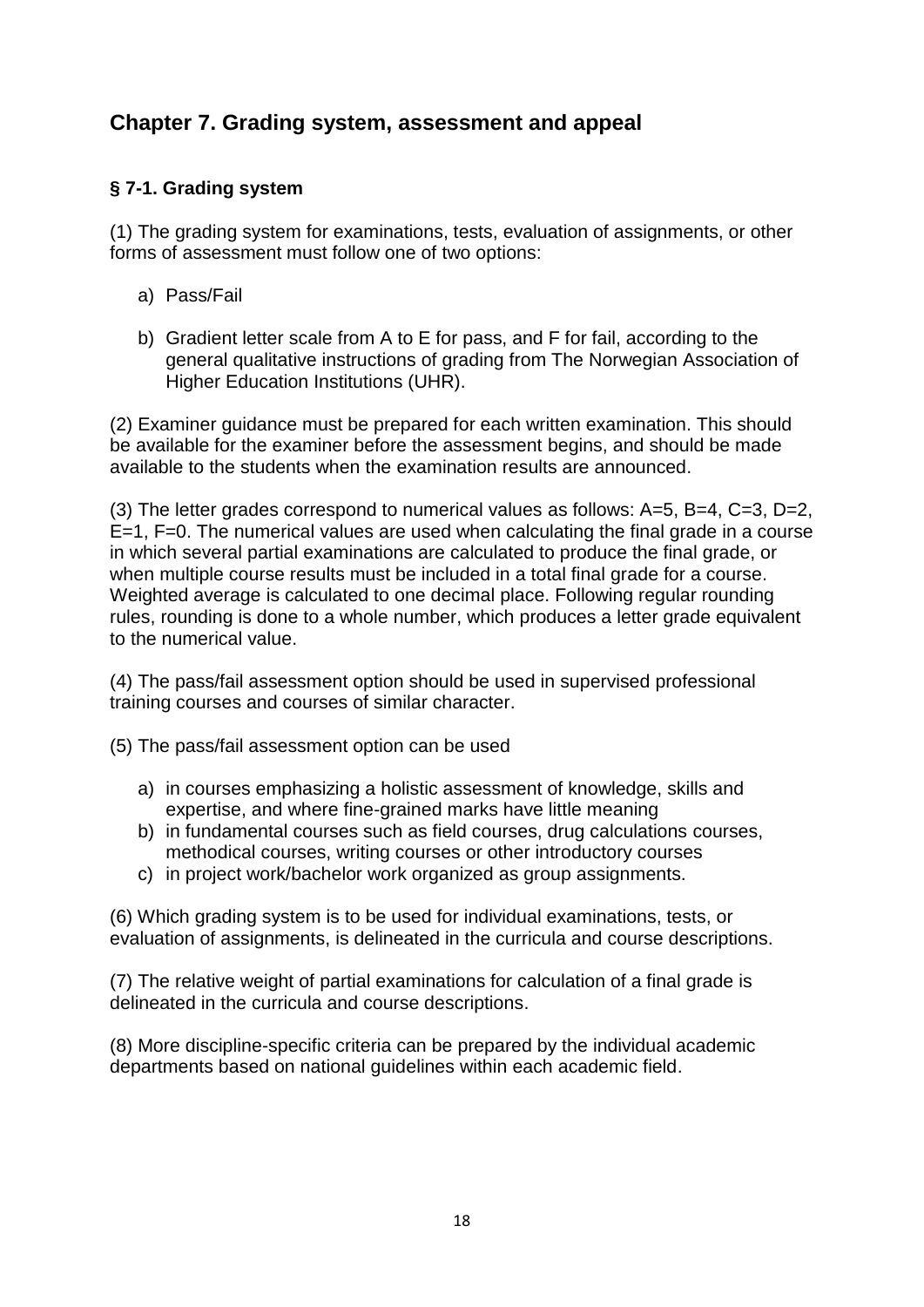## Chapter 7. Grading system, assessment and appeal

### § 7-1. Grading system

(1) The grading system for examinations, tests, evaluation of assignments, or other forms of assessment must follow one of two options:

a) Pass/Fail

b) Gradient letter scale from A to E for pass, and F for fail, according to the general qualitative instructions of grading from The Norwegian Association of Higher Education Institutions (UHR).

(2) Examiner guidance must be prepared for each written examination. This should be available for the examiner before the assessment begins, and should be made available to the students when the examination results are announced.

(3) The letter grades correspond to numerical values as follows: A=5, B=4, C=3, D=2, E=1, F=0. The numerical values are used when calculating the final grade in a course in which several partial examinations are calculated to produce the final grade, or when multiple course results must be included in a total final grade for a course. Weighted average is calculated to one decimal place. Following regular rounding rules, rounding is done to a whole number, which produces a letter grade equivalent to the numerical value.

(4) The pass/fail assessment option should be used in supervised professional training courses and courses of similar character.

(5) The pass/fail assessment option can be used

a) in courses emphasizing a holistic assessment of knowledge, skills and expertise, and where fine-grained marks have little meaning
b) in fundamental courses such as field courses, drug calculations courses, methodical courses, writing courses or other introductory courses
c) in project work/bachelor work organized as group assignments.

(6) Which grading system is to be used for individual examinations, tests, or evaluation of assignments, is delineated in the curricula and course descriptions.

(7) The relative weight of partial examinations for calculation of a final grade is delineated in the curricula and course descriptions.

(8) More discipline-specific criteria can be prepared by the individual academic departments based on national guidelines within each academic field.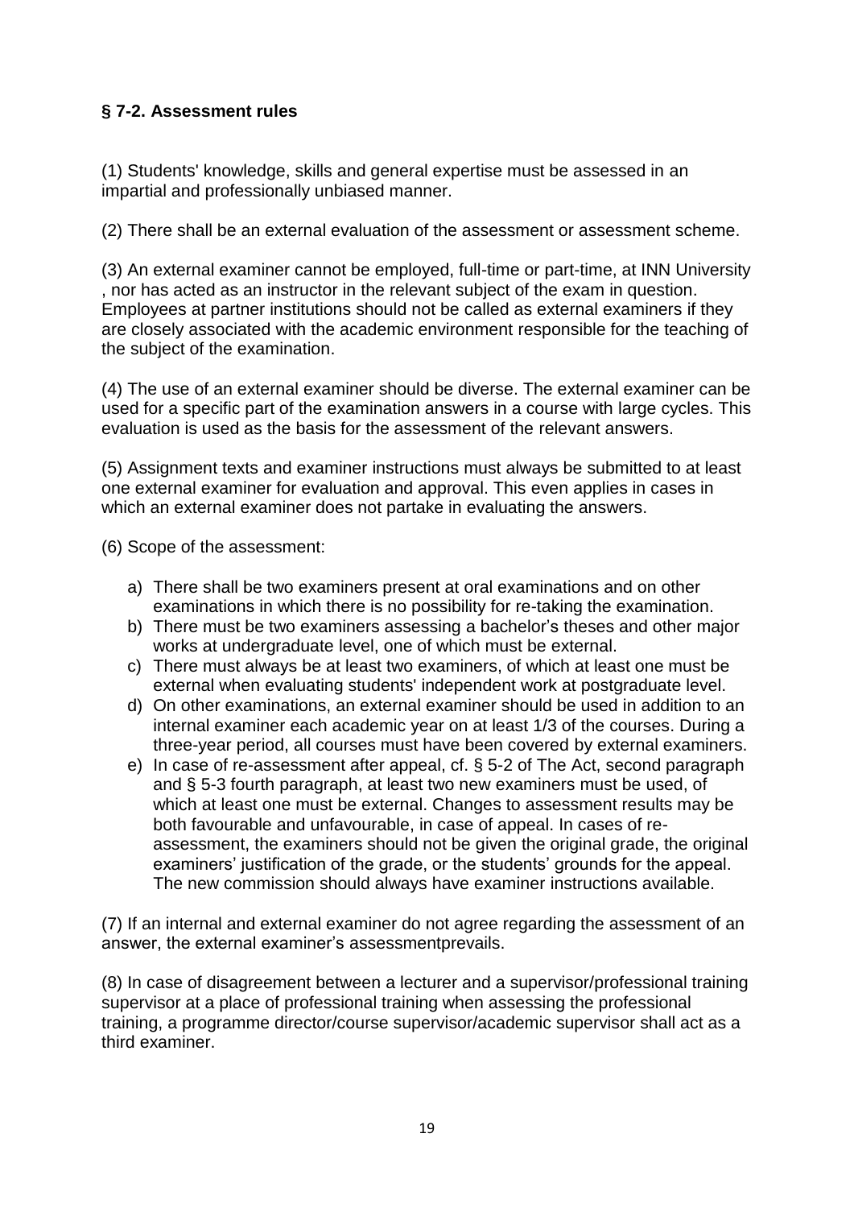### § 7-2. Assessment rules

(1) Students' knowledge, skills and general expertise must be assessed in an impartial and professionally unbiased manner.

(2) There shall be an external evaluation of the assessment or assessment scheme.

(3) An external examiner cannot be employed, full-time or part-time, at INN University , nor has acted as an instructor in the relevant subject of the exam in question. Employees at partner institutions should not be called as external examiners if they are closely associated with the academic environment responsible for the teaching of the subject of the examination.

(4) The use of an external examiner should be diverse. The external examiner can be used for a specific part of the examination answers in a course with large cycles. This evaluation is used as the basis for the assessment of the relevant answers.

(5) Assignment texts and examiner instructions must always be submitted to at least one external examiner for evaluation and approval. This even applies in cases in which an external examiner does not partake in evaluating the answers.

(6) Scope of the assessment:

a) There shall be two examiners present at oral examinations and on other examinations in which there is no possibility for re-taking the examination.
b) There must be two examiners assessing a bachelor's theses and other major works at undergraduate level, one of which must be external.
c) There must always be at least two examiners, of which at least one must be external when evaluating students' independent work at postgraduate level.
d) On other examinations, an external examiner should be used in addition to an internal examiner each academic year on at least 1/3 of the courses. During a three-year period, all courses must have been covered by external examiners.
e) In case of re-assessment after appeal, cf. § 5-2 of The Act, second paragraph and § 5-3 fourth paragraph, at least two new examiners must be used, of which at least one must be external. Changes to assessment results may be both favourable and unfavourable, in case of appeal. In cases of re-assessment, the examiners should not be given the original grade, the original examiners' justification of the grade, or the students' grounds for the appeal. The new commission should always have examiner instructions available.

(7) If an internal and external examiner do not agree regarding the assessment of an answer, the external examiner's assessmentprevails.

(8) In case of disagreement between a lecturer and a supervisor/professional training supervisor at a place of professional training when assessing the professional training, a programme director/course supervisor/academic supervisor shall act as a third examiner.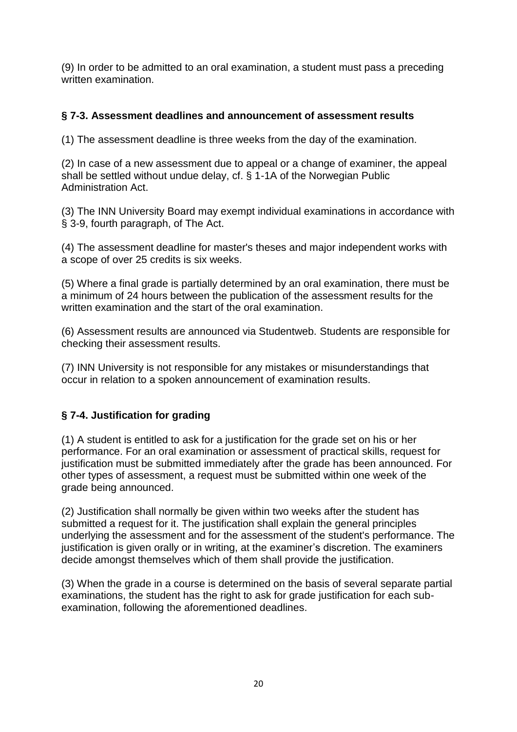(9) In order to be admitted to an oral examination, a student must pass a preceding written examination.

### § 7-3. Assessment deadlines and announcement of assessment results

(1) The assessment deadline is three weeks from the day of the examination.

(2) In case of a new assessment due to appeal or a change of examiner, the appeal shall be settled without undue delay, cf. § 1-1A of the Norwegian Public Administration Act.

(3) The INN University Board may exempt individual examinations in accordance with § 3-9, fourth paragraph, of The Act.

(4) The assessment deadline for master's theses and major independent works with a scope of over 25 credits is six weeks.

(5) Where a final grade is partially determined by an oral examination, there must be a minimum of 24 hours between the publication of the assessment results for the written examination and the start of the oral examination.

(6) Assessment results are announced via Studentweb. Students are responsible for checking their assessment results.

(7) INN University is not responsible for any mistakes or misunderstandings that occur in relation to a spoken announcement of examination results.

### § 7-4. Justification for grading

(1) A student is entitled to ask for a justification for the grade set on his or her performance. For an oral examination or assessment of practical skills, request for justification must be submitted immediately after the grade has been announced. For other types of assessment, a request must be submitted within one week of the grade being announced.

(2) Justification shall normally be given within two weeks after the student has submitted a request for it. The justification shall explain the general principles underlying the assessment and for the assessment of the student's performance. The justification is given orally or in writing, at the examiner's discretion. The examiners decide amongst themselves which of them shall provide the justification.

(3) When the grade in a course is determined on the basis of several separate partial examinations, the student has the right to ask for grade justification for each sub-examination, following the aforementioned deadlines.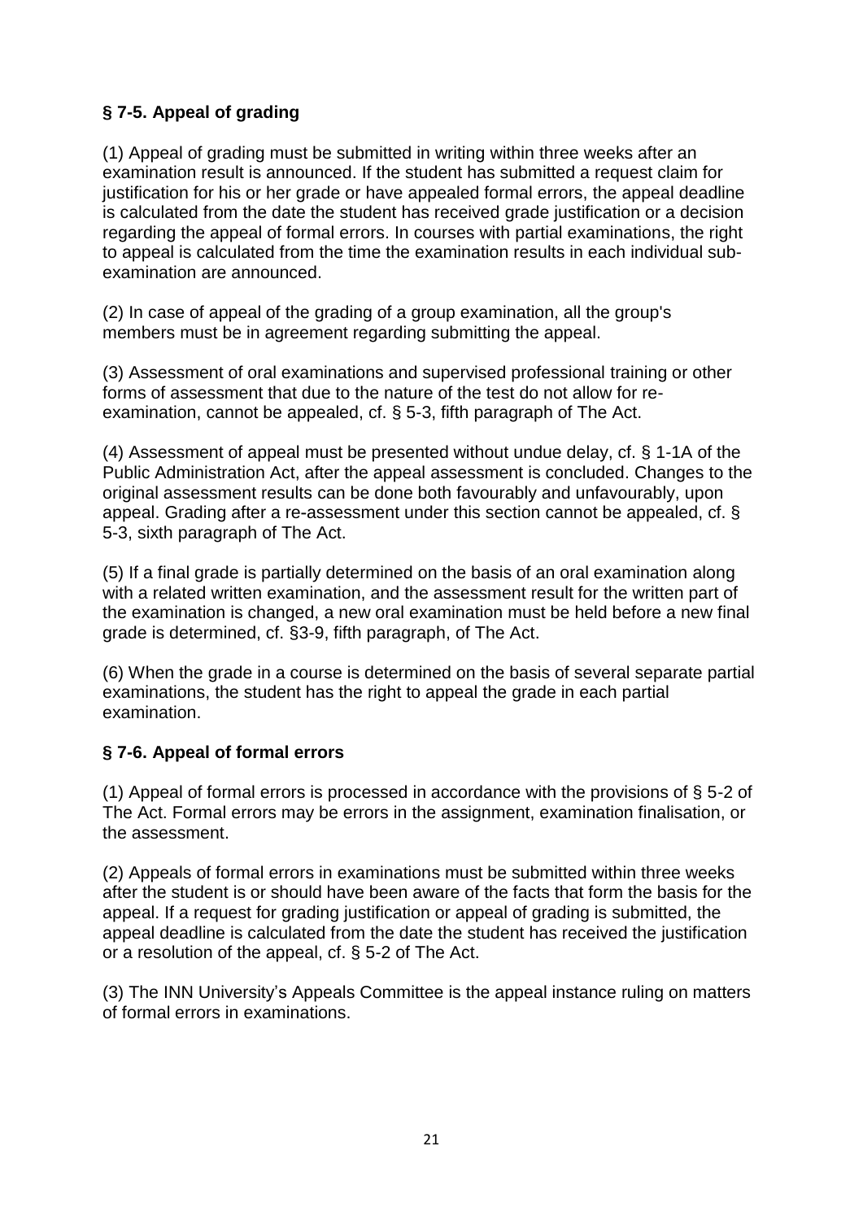### § 7-5. Appeal of grading

(1) Appeal of grading must be submitted in writing within three weeks after an examination result is announced. If the student has submitted a request claim for justification for his or her grade or have appealed formal errors, the appeal deadline is calculated from the date the student has received grade justification or a decision regarding the appeal of formal errors. In courses with partial examinations, the right to appeal is calculated from the time the examination results in each individual sub-examination are announced.

(2) In case of appeal of the grading of a group examination, all the group's members must be in agreement regarding submitting the appeal.

(3) Assessment of oral examinations and supervised professional training or other forms of assessment that due to the nature of the test do not allow for re-examination, cannot be appealed, cf. § 5-3, fifth paragraph of The Act.

(4) Assessment of appeal must be presented without undue delay, cf. § 1-1A of the Public Administration Act, after the appeal assessment is concluded. Changes to the original assessment results can be done both favourably and unfavourably, upon appeal. Grading after a re-assessment under this section cannot be appealed, cf. § 5-3, sixth paragraph of The Act.

(5) If a final grade is partially determined on the basis of an oral examination along with a related written examination, and the assessment result for the written part of the examination is changed, a new oral examination must be held before a new final grade is determined, cf. §3-9, fifth paragraph, of The Act.

(6) When the grade in a course is determined on the basis of several separate partial examinations, the student has the right to appeal the grade in each partial examination.

### § 7-6. Appeal of formal errors

(1) Appeal of formal errors is processed in accordance with the provisions of § 5-2 of The Act. Formal errors may be errors in the assignment, examination finalisation, or the assessment.

(2) Appeals of formal errors in examinations must be submitted within three weeks after the student is or should have been aware of the facts that form the basis for the appeal. If a request for grading justification or appeal of grading is submitted, the appeal deadline is calculated from the date the student has received the justification or a resolution of the appeal, cf. § 5-2 of The Act.

(3) The INN University's Appeals Committee is the appeal instance ruling on matters of formal errors in examinations.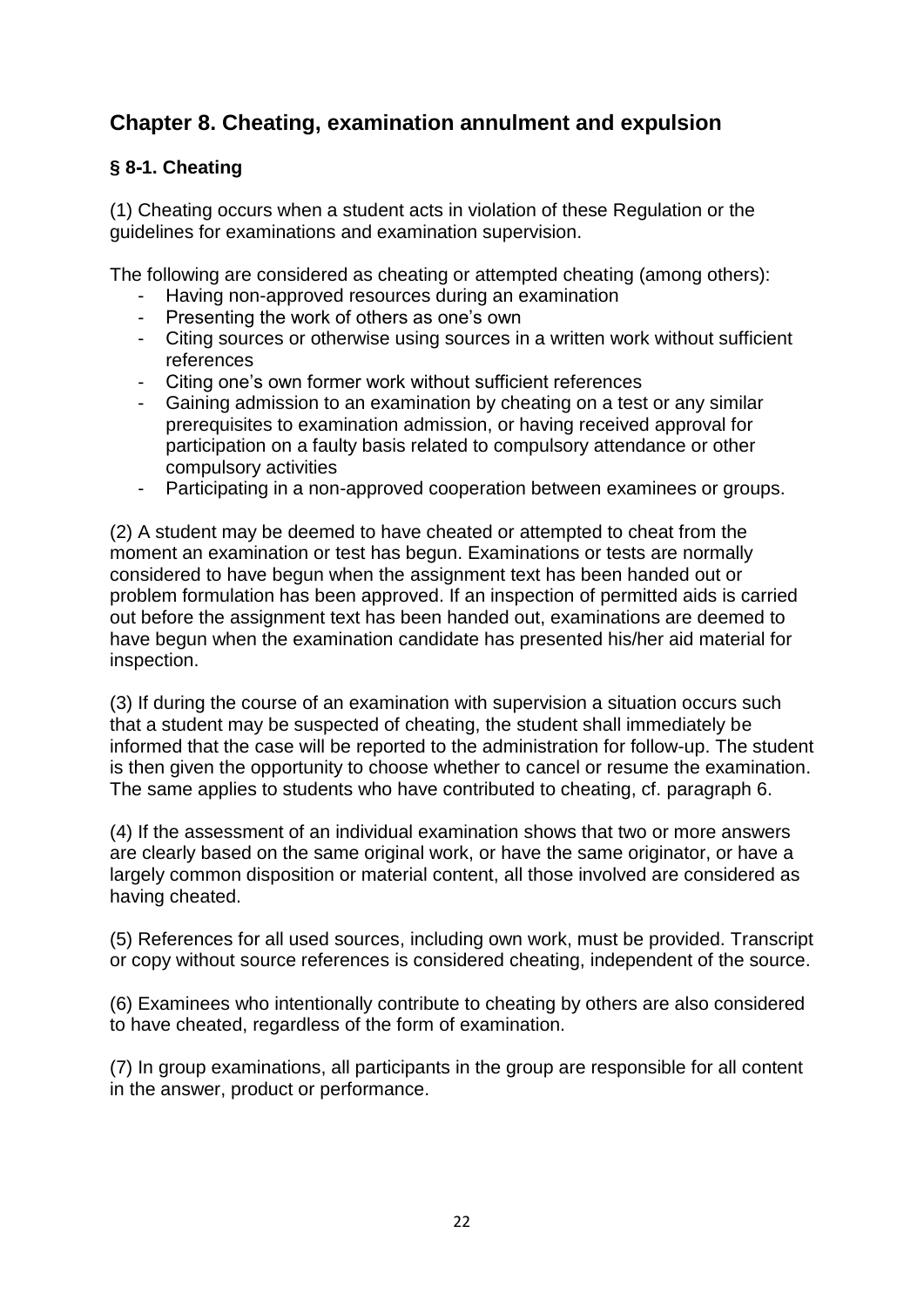## Chapter 8. Cheating, examination annulment and expulsion

### § 8-1. Cheating

(1) Cheating occurs when a student acts in violation of these Regulation or the guidelines for examinations and examination supervision.

The following are considered as cheating or attempted cheating (among others):

- Having non-approved resources during an examination
- Presenting the work of others as one's own
- Citing sources or otherwise using sources in a written work without sufficient references
- Citing one's own former work without sufficient references
- Gaining admission to an examination by cheating on a test or any similar prerequisites to examination admission, or having received approval for participation on a faulty basis related to compulsory attendance or other compulsory activities
- Participating in a non-approved cooperation between examinees or groups.

(2) A student may be deemed to have cheated or attempted to cheat from the moment an examination or test has begun. Examinations or tests are normally considered to have begun when the assignment text has been handed out or problem formulation has been approved. If an inspection of permitted aids is carried out before the assignment text has been handed out, examinations are deemed to have begun when the examination candidate has presented his/her aid material for inspection.

(3) If during the course of an examination with supervision a situation occurs such that a student may be suspected of cheating, the student shall immediately be informed that the case will be reported to the administration for follow-up. The student is then given the opportunity to choose whether to cancel or resume the examination. The same applies to students who have contributed to cheating, cf. paragraph 6.

(4) If the assessment of an individual examination shows that two or more answers are clearly based on the same original work, or have the same originator, or have a largely common disposition or material content, all those involved are considered as having cheated.

(5) References for all used sources, including own work, must be provided. Transcript or copy without source references is considered cheating, independent of the source.

(6) Examinees who intentionally contribute to cheating by others are also considered to have cheated, regardless of the form of examination.

(7) In group examinations, all participants in the group are responsible for all content in the answer, product or performance.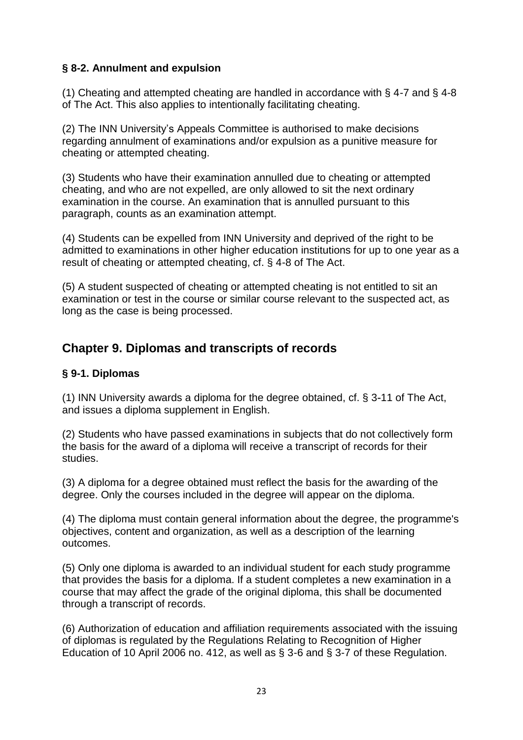### § 8-2. Annulment and expulsion

(1) Cheating and attempted cheating are handled in accordance with § 4-7 and § 4-8 of The Act. This also applies to intentionally facilitating cheating.

(2) The INN University's Appeals Committee is authorised to make decisions regarding annulment of examinations and/or expulsion as a punitive measure for cheating or attempted cheating.

(3) Students who have their examination annulled due to cheating or attempted cheating, and who are not expelled, are only allowed to sit the next ordinary examination in the course. An examination that is annulled pursuant to this paragraph, counts as an examination attempt.

(4) Students can be expelled from INN University and deprived of the right to be admitted to examinations in other higher education institutions for up to one year as a result of cheating or attempted cheating, cf. § 4-8 of The Act.

(5) A student suspected of cheating or attempted cheating is not entitled to sit an examination or test in the course or similar course relevant to the suspected act, as long as the case is being processed.

## Chapter 9. Diplomas and transcripts of records

### § 9-1. Diplomas

(1) INN University awards a diploma for the degree obtained, cf. § 3-11 of The Act, and issues a diploma supplement in English.

(2) Students who have passed examinations in subjects that do not collectively form the basis for the award of a diploma will receive a transcript of records for their studies.

(3) A diploma for a degree obtained must reflect the basis for the awarding of the degree. Only the courses included in the degree will appear on the diploma.

(4) The diploma must contain general information about the degree, the programme's objectives, content and organization, as well as a description of the learning outcomes.

(5) Only one diploma is awarded to an individual student for each study programme that provides the basis for a diploma. If a student completes a new examination in a course that may affect the grade of the original diploma, this shall be documented through a transcript of records.

(6) Authorization of education and affiliation requirements associated with the issuing of diplomas is regulated by the Regulations Relating to Recognition of Higher Education of 10 April 2006 no. 412, as well as § 3-6 and § 3-7 of these Regulation.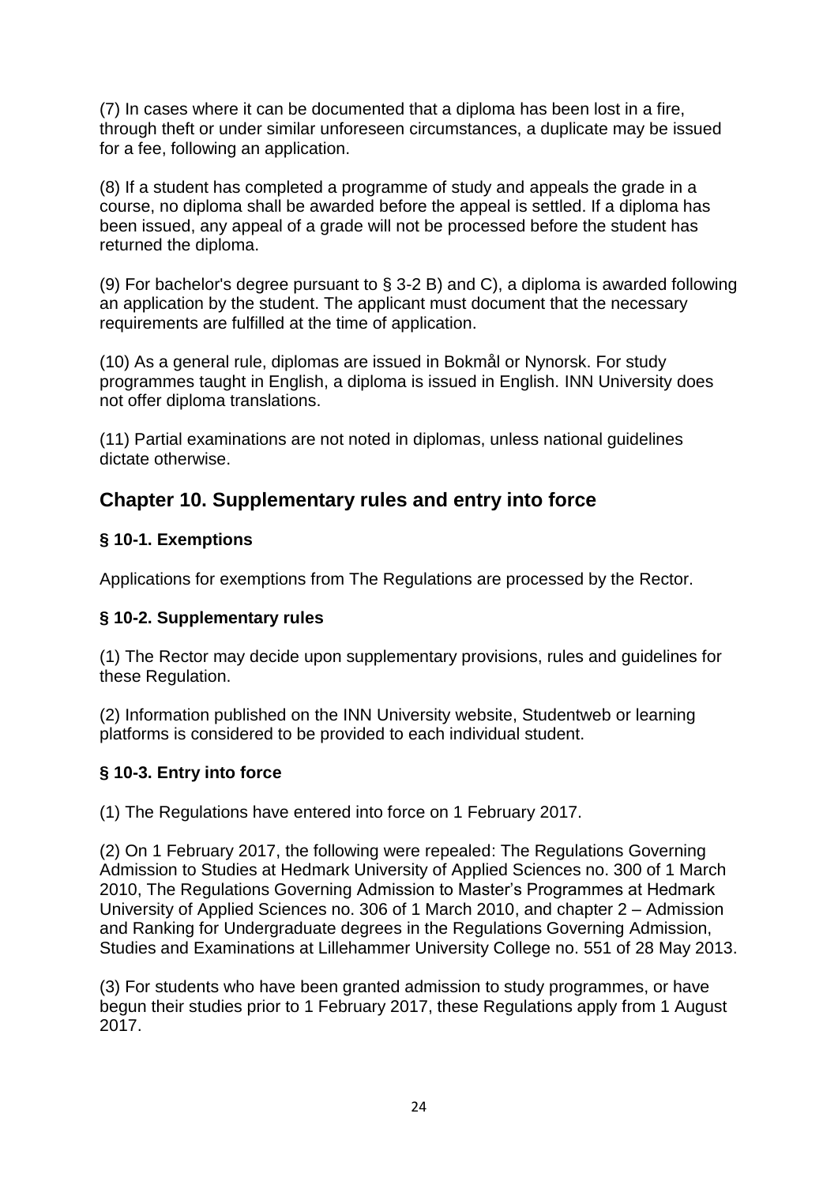(7) In cases where it can be documented that a diploma has been lost in a fire, through theft or under similar unforeseen circumstances, a duplicate may be issued for a fee, following an application.

(8) If a student has completed a programme of study and appeals the grade in a course, no diploma shall be awarded before the appeal is settled. If a diploma has been issued, any appeal of a grade will not be processed before the student has returned the diploma.

(9) For bachelor's degree pursuant to § 3-2 B) and C), a diploma is awarded following an application by the student. The applicant must document that the necessary requirements are fulfilled at the time of application.

(10) As a general rule, diplomas are issued in Bokmål or Nynorsk. For study programmes taught in English, a diploma is issued in English. INN University does not offer diploma translations.

(11) Partial examinations are not noted in diplomas, unless national guidelines dictate otherwise.

## Chapter 10. Supplementary rules and entry into force

### § 10-1. Exemptions

Applications for exemptions from The Regulations are processed by the Rector.

### § 10-2. Supplementary rules

(1) The Rector may decide upon supplementary provisions, rules and guidelines for these Regulation.

(2) Information published on the INN University website, Studentweb or learning platforms is considered to be provided to each individual student.

### § 10-3. Entry into force

(1) The Regulations have entered into force on 1 February 2017.

(2) On 1 February 2017, the following were repealed: The Regulations Governing Admission to Studies at Hedmark University of Applied Sciences no. 300 of 1 March 2010, The Regulations Governing Admission to Master's Programmes at Hedmark University of Applied Sciences no. 306 of 1 March 2010, and chapter 2 – Admission and Ranking for Undergraduate degrees in the Regulations Governing Admission, Studies and Examinations at Lillehammer University College no. 551 of 28 May 2013.

(3) For students who have been granted admission to study programmes, or have begun their studies prior to 1 February 2017, these Regulations apply from 1 August 2017.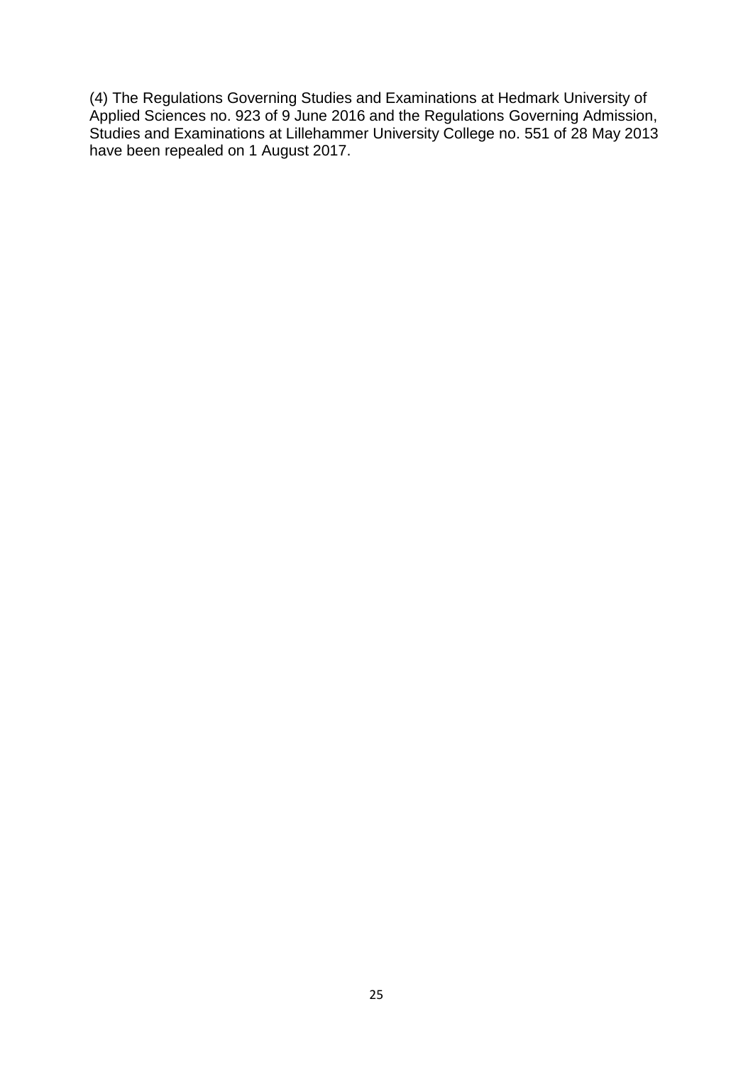(4) The Regulations Governing Studies and Examinations at Hedmark University of Applied Sciences no. 923 of 9 June 2016 and the Regulations Governing Admission, Studies and Examinations at Lillehammer University College no. 551 of 28 May 2013 have been repealed on 1 August 2017.